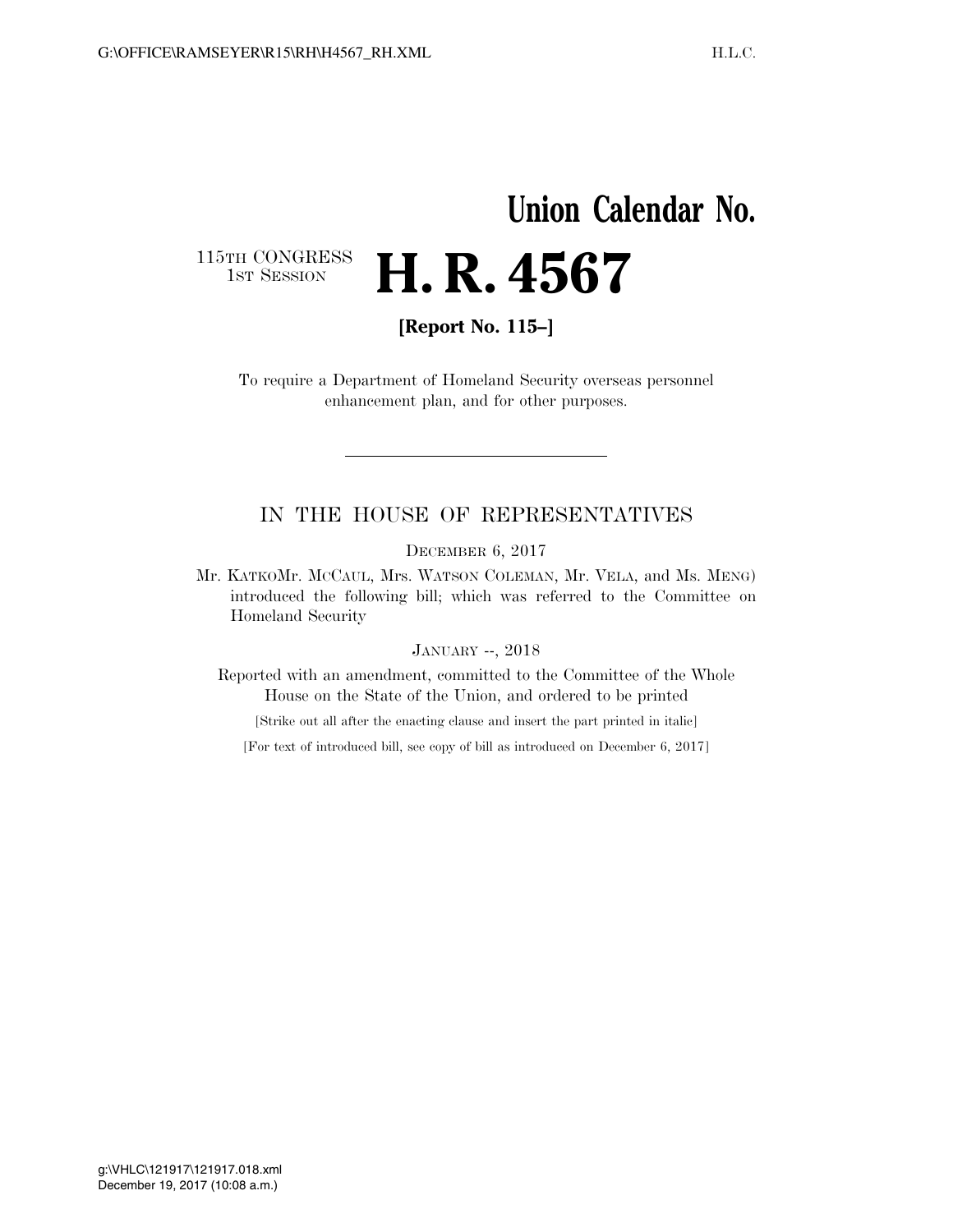Union Calendar No.

115TH CONGRESS
1ST SESSION

# H. R. 4567

**[Report No. 115–]**

To require a Department of Homeland Security overseas personnel enhancement plan, and for other purposes.

---

IN THE HOUSE OF REPRESENTATIVES

DECEMBER 6, 2017

Mr. KATKOMr. MCCAUL, Mrs. WATSON COLEMAN, Mr. VELA, and Ms. MENG) introduced the following bill; which was referred to the Committee on Homeland Security

JANUARY --, 2018

Reported with an amendment, committed to the Committee of the Whole House on the State of the Union, and ordered to be printed

[Strike out all after the enacting clause and insert the part printed in italic]

[For text of introduced bill, see copy of bill as introduced on December 6, 2017]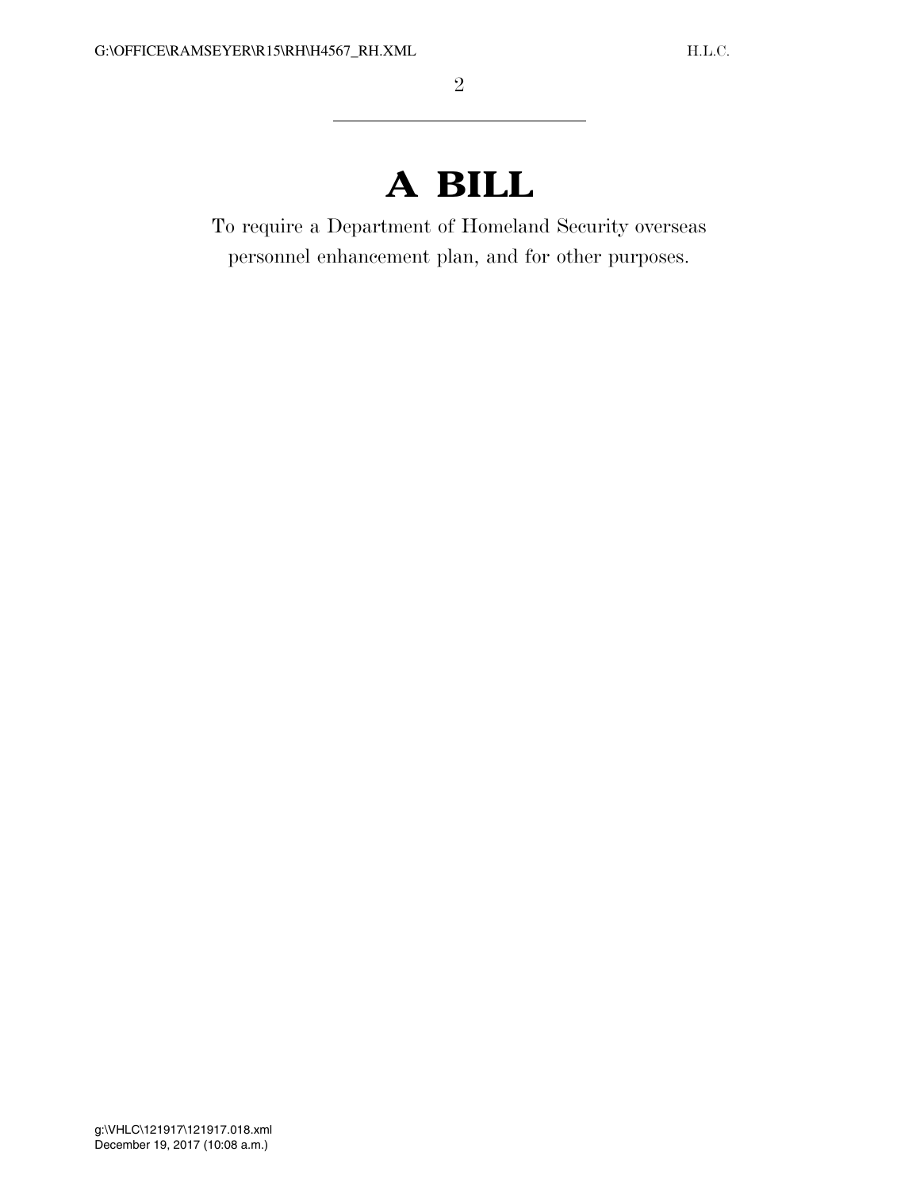# A BILL

To require a Department of Homeland Security overseas personnel enhancement plan, and for other purposes.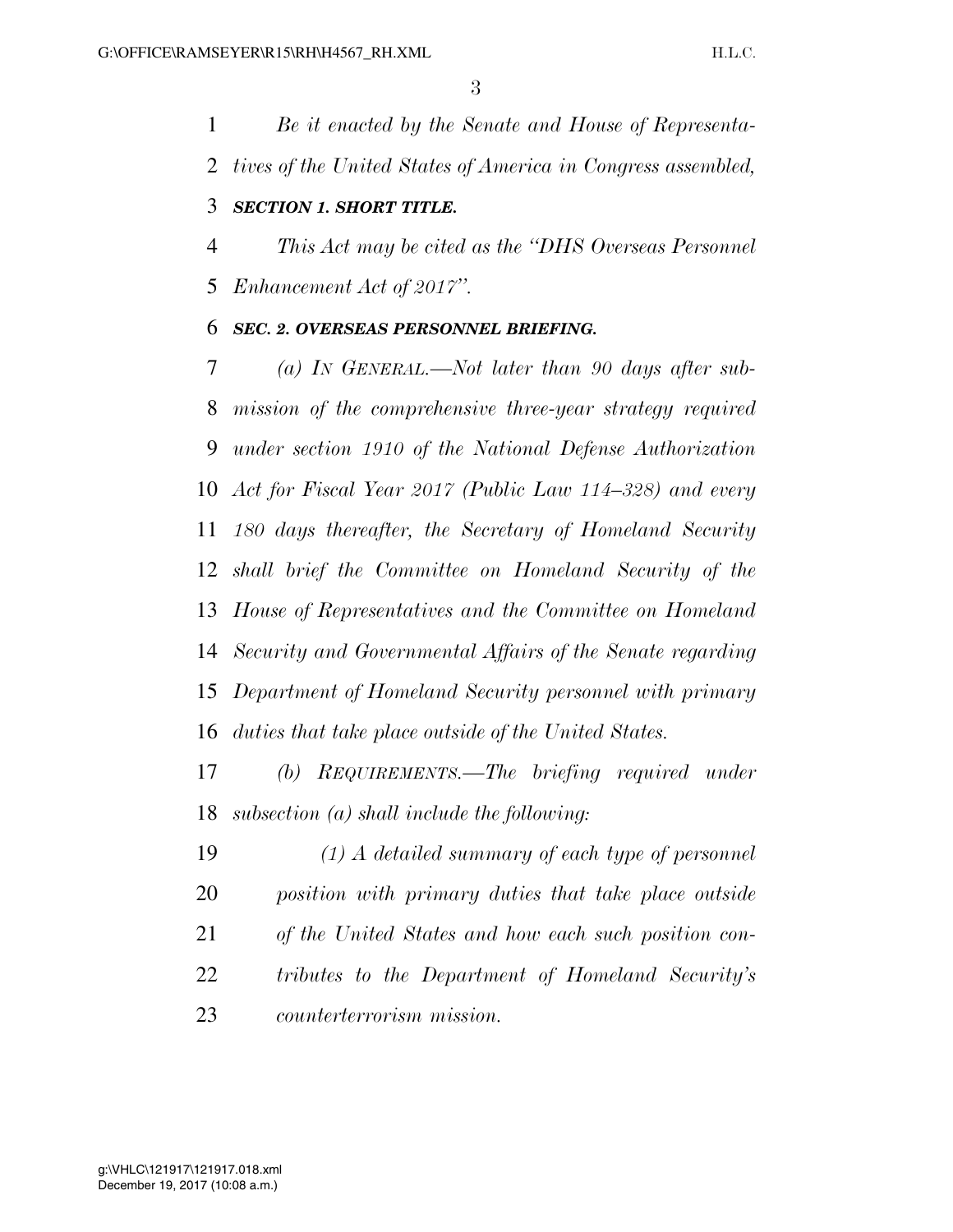*Be it enacted by the Senate and House of Representatives of the United States of America in Congress assembled,*

***SECTION 1. SHORT TITLE.***

*This Act may be cited as the "DHS Overseas Personnel Enhancement Act of 2017".*

***SEC. 2. OVERSEAS PERSONNEL BRIEFING.***

*(a) IN GENERAL.—Not later than 90 days after submission of the comprehensive three-year strategy required under section 1910 of the National Defense Authorization Act for Fiscal Year 2017 (Public Law 114–328) and every 180 days thereafter, the Secretary of Homeland Security shall brief the Committee on Homeland Security of the House of Representatives and the Committee on Homeland Security and Governmental Affairs of the Senate regarding Department of Homeland Security personnel with primary duties that take place outside of the United States.*

*(b) REQUIREMENTS.—The briefing required under subsection (a) shall include the following:*

*(1) A detailed summary of each type of personnel position with primary duties that take place outside of the United States and how each such position contributes to the Department of Homeland Security's counterterrorism mission.*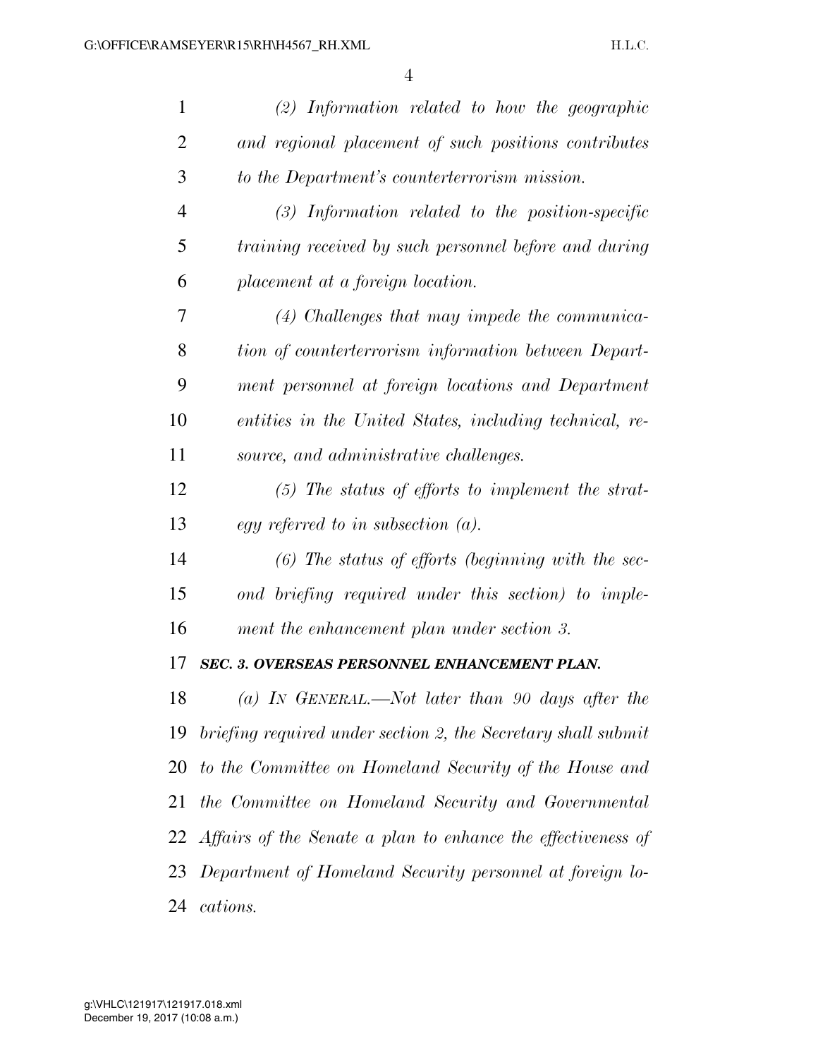*(2) Information related to how the geographic and regional placement of such positions contributes to the Department's counterterrorism mission.*

*(3) Information related to the position-specific training received by such personnel before and during placement at a foreign location.*

*(4) Challenges that may impede the communication of counterterrorism information between Department personnel at foreign locations and Department entities in the United States, including technical, resource, and administrative challenges.*

*(5) The status of efforts to implement the strategy referred to in subsection (a).*

*(6) The status of efforts (beginning with the second briefing required under this section) to implement the enhancement plan under section 3.*

***SEC. 3. OVERSEAS PERSONNEL ENHANCEMENT PLAN.***

*(a) IN GENERAL.—Not later than 90 days after the briefing required under section 2, the Secretary shall submit to the Committee on Homeland Security of the House and the Committee on Homeland Security and Governmental Affairs of the Senate a plan to enhance the effectiveness of Department of Homeland Security personnel at foreign locations.*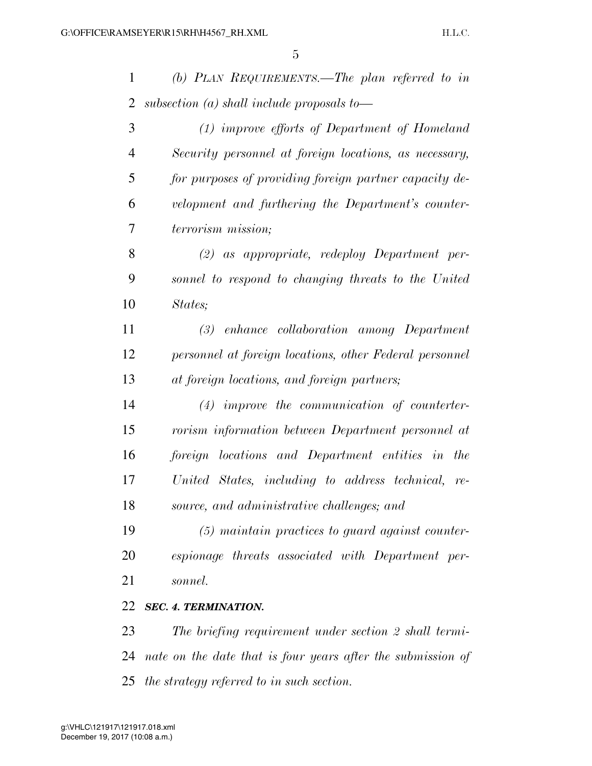*(b) Plan Requirements.—The plan referred to in subsection (a) shall include proposals to—*

*(1) improve efforts of Department of Homeland Security personnel at foreign locations, as necessary, for purposes of providing foreign partner capacity development and furthering the Department's counterterrorism mission;*

*(2) as appropriate, redeploy Department personnel to respond to changing threats to the United States;*

*(3) enhance collaboration among Department personnel at foreign locations, other Federal personnel at foreign locations, and foreign partners;*

*(4) improve the communication of counterterrorism information between Department personnel at foreign locations and Department entities in the United States, including to address technical, resource, and administrative challenges; and*

*(5) maintain practices to guard against counterespionage threats associated with Department personnel.*

***SEC. 4. TERMINATION.***

*The briefing requirement under section 2 shall terminate on the date that is four years after the submission of the strategy referred to in such section.*